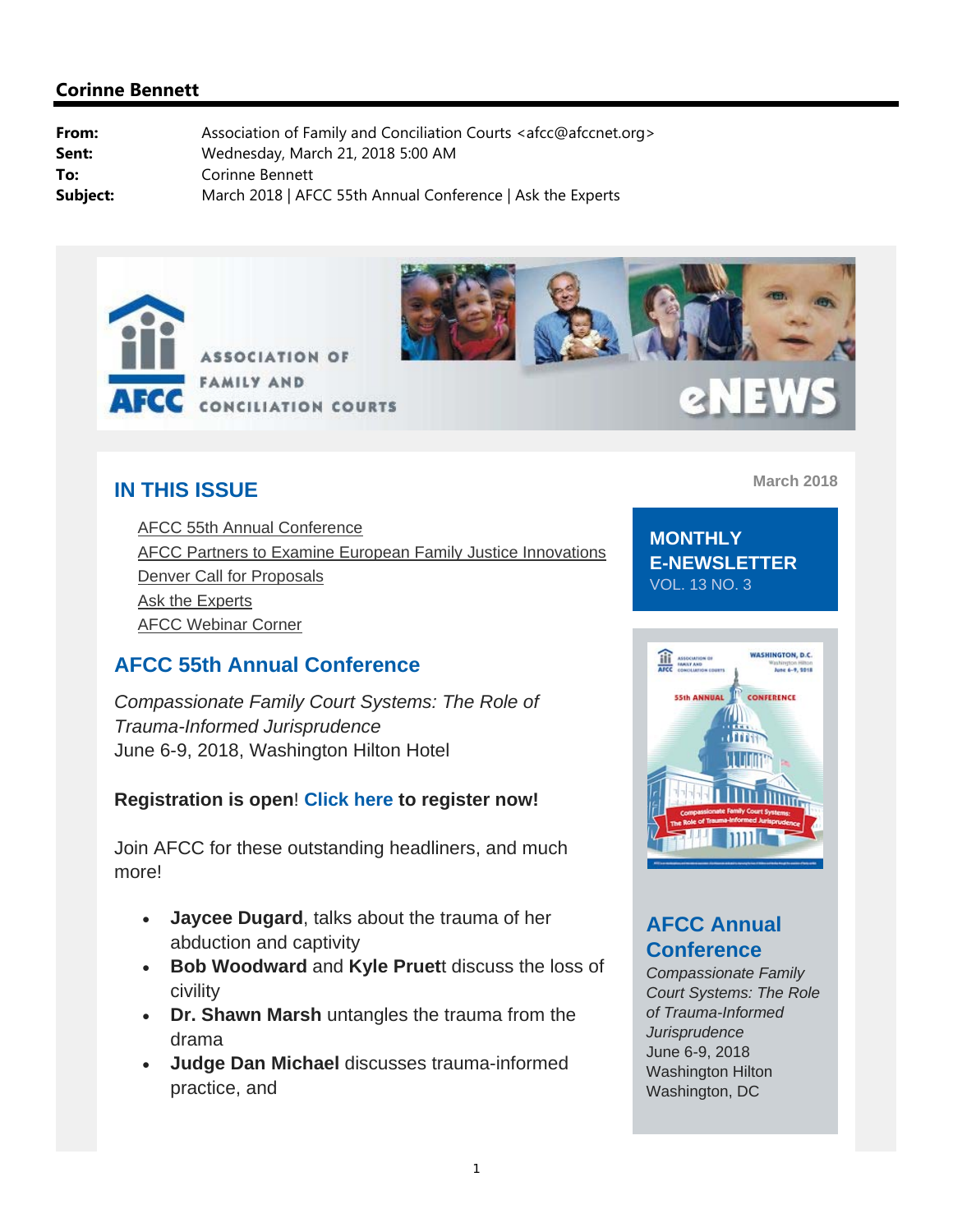**Corinne Bennett**

**From:** Association of Family and Conciliation Courts <afcc@afccnet.org>
**Sent:** Wednesday, March 21, 2018 5:00 AM
**To:** Corinne Bennett
**Subject:** March 2018 | AFCC 55th Annual Conference | Ask the Experts

AFCC ASSOCIATION OF FAMILY AND CONCILIATION COURTS

eNEWS

## IN THIS ISSUE

March 2018

- AFCC 55th Annual Conference
- AFCC Partners to Examine European Family Justice Innovations
- Denver Call for Proposals
- Ask the Experts
- AFCC Webinar Corner

**MONTHLY E-NEWSLETTER**
VOL. 13 NO. 3

## AFCC 55th Annual Conference

*Compassionate Family Court Systems: The Role of Trauma-Informed Jurisprudence*
June 6-9, 2018, Washington Hilton Hotel

**Registration is open! Click here to register now!**

Join AFCC for these outstanding headliners, and much more!

- **Jaycee Dugard**, talks about the trauma of her abduction and captivity
- **Bob Woodward** and **Kyle Pruett** discuss the loss of civility
- **Dr. Shawn Marsh** untangles the trauma from the drama
- **Judge Dan Michael** discusses trauma-informed practice, and

### AFCC Annual Conference

*Compassionate Family Court Systems: The Role of Trauma-Informed Jurisprudence*
June 6-9, 2018
Washington Hilton
Washington, DC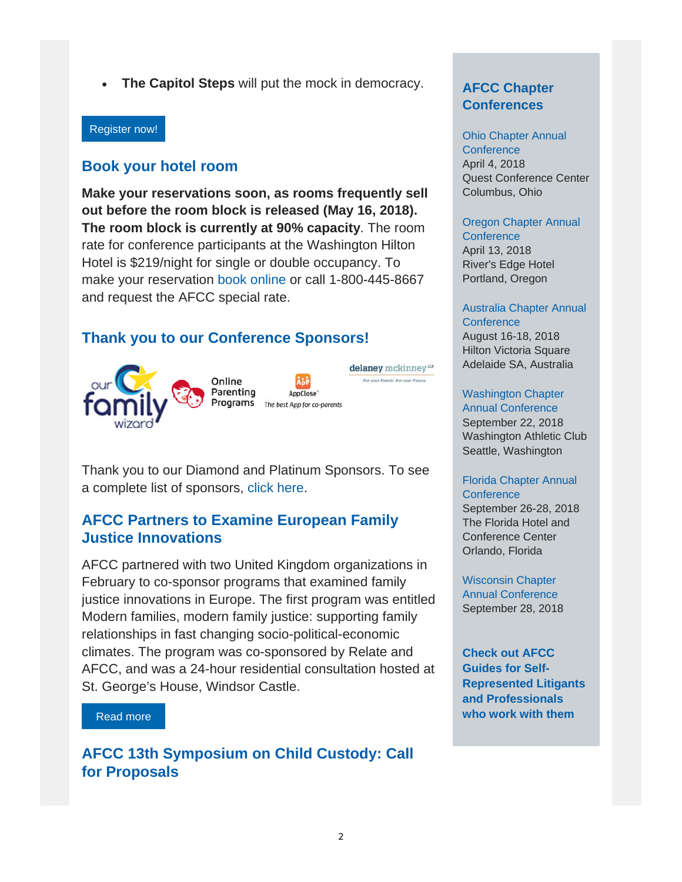- **The Capitol Steps** will put the mock in democracy.

Register now!

## Book your hotel room

**Make your reservations soon, as rooms frequently sell out before the room block is released (May 16, 2018). The room block is currently at 90% capacity**. The room rate for conference participants at the Washington Hilton Hotel is $219/night for single or double occupancy. To make your reservation book online or call 1-800-445-8667 and request the AFCC special rate.

## Thank you to our Conference Sponsors!

our family wizard | Online Parenting Programs | AppClose The best App for co-parents | delaney mckinney LLP For your Family. For your Future.

Thank you to our Diamond and Platinum Sponsors. To see a complete list of sponsors, click here.

## AFCC Partners to Examine European Family Justice Innovations

AFCC partnered with two United Kingdom organizations in February to co-sponsor programs that examined family justice innovations in Europe. The first program was entitled Modern families, modern family justice: supporting family relationships in fast changing socio-political-economic climates. The program was co-sponsored by Relate and AFCC, and was a 24-hour residential consultation hosted at St. George's House, Windsor Castle.

Read more

## AFCC 13th Symposium on Child Custody: Call for Proposals

## AFCC Chapter Conferences

Ohio Chapter Annual Conference
April 4, 2018
Quest Conference Center
Columbus, Ohio

Oregon Chapter Annual Conference
April 13, 2018
River's Edge Hotel
Portland, Oregon

Australia Chapter Annual Conference
August 16-18, 2018
Hilton Victoria Square
Adelaide SA, Australia

Washington Chapter Annual Conference
September 22, 2018
Washington Athletic Club
Seattle, Washington

Florida Chapter Annual Conference
September 26-28, 2018
The Florida Hotel and Conference Center
Orlando, Florida

Wisconsin Chapter Annual Conference
September 28, 2018

**Check out AFCC Guides for Self-Represented Litigants and Professionals who work with them**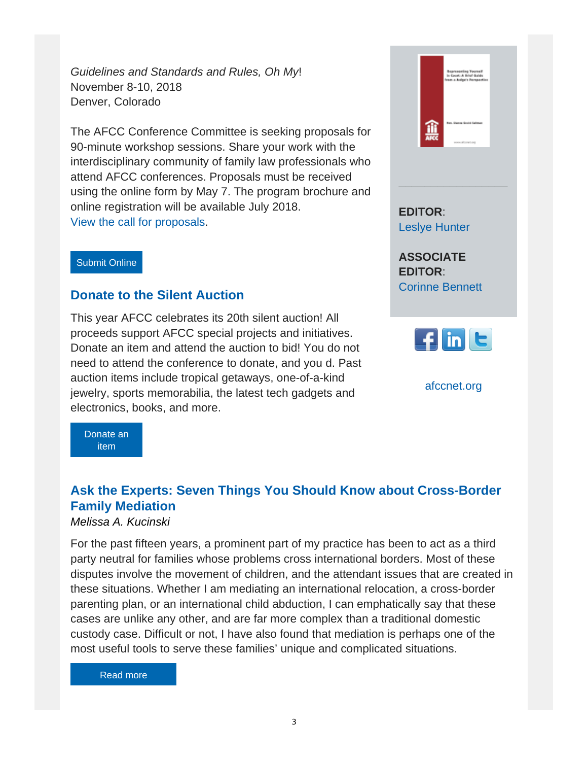*Guidelines and Standards and Rules, Oh My*!
November 8-10, 2018
Denver, Colorado

The AFCC Conference Committee is seeking proposals for 90-minute workshop sessions. Share your work with the interdisciplinary community of family law professionals who attend AFCC conferences. Proposals must be received using the online form by May 7. The program brochure and online registration will be available July 2018. View the call for proposals.

Submit Online

## Donate to the Silent Auction

This year AFCC celebrates its 20th silent auction! All proceeds support AFCC special projects and initiatives. Donate an item and attend the auction to bid! You do not need to attend the conference to donate, and you d. Past auction items include tropical getaways, one-of-a-kind jewelry, sports memorabilia, the latest tech gadgets and electronics, books, and more.

Donate an item

## Ask the Experts: Seven Things You Should Know about Cross-Border Family Mediation

*Melissa A. Kucinski*

For the past fifteen years, a prominent part of my practice has been to act as a third party neutral for families whose problems cross international borders. Most of these disputes involve the movement of children, and the attendant issues that are created in these situations. Whether I am mediating an international relocation, a cross-border parenting plan, or an international child abduction, I can emphatically say that these cases are unlike any other, and are far more complex than a traditional domestic custody case. Difficult or not, I have also found that mediation is perhaps one of the most useful tools to serve these families' unique and complicated situations.

Read more

**EDITOR**:
Leslye Hunter

**ASSOCIATE EDITOR**:
Corinne Bennett

afccnet.org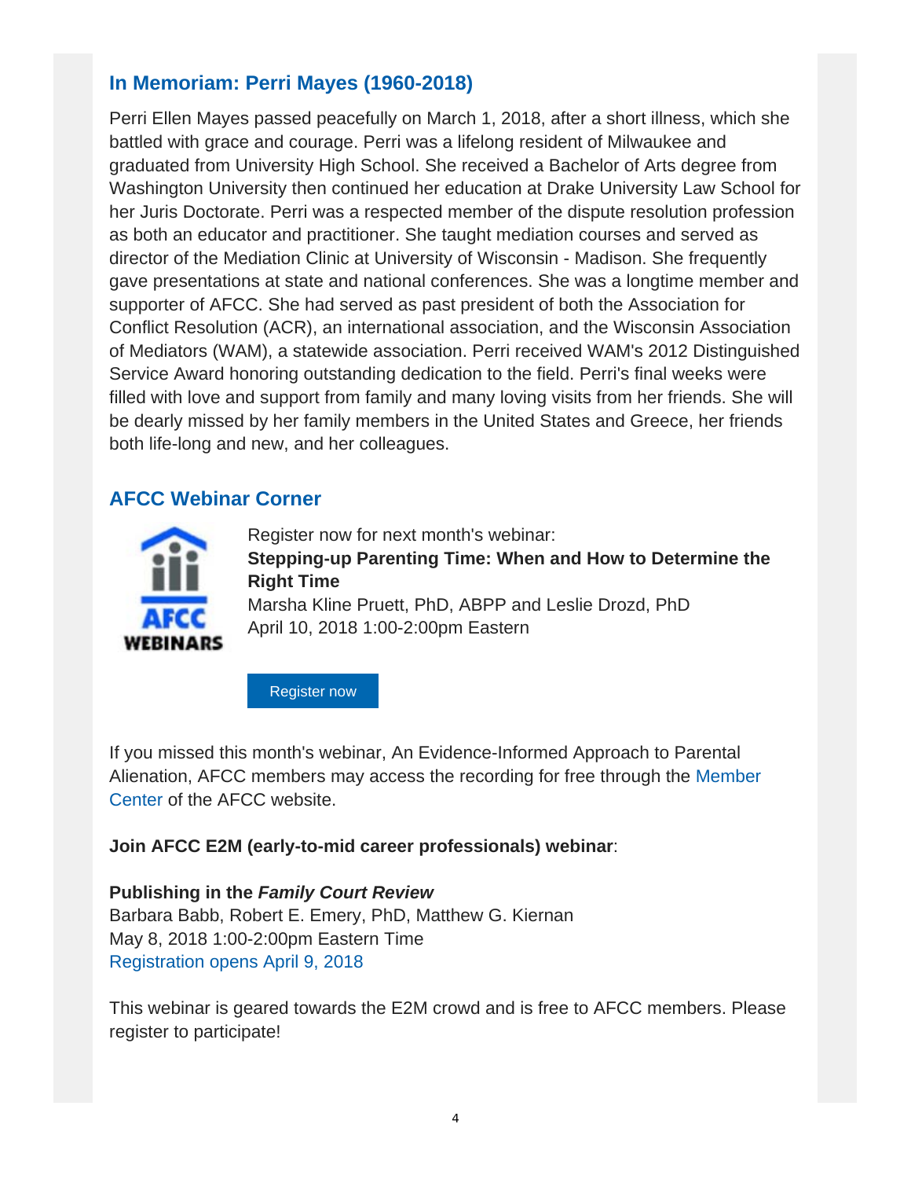## In Memoriam: Perri Mayes (1960-2018)

Perri Ellen Mayes passed peacefully on March 1, 2018, after a short illness, which she battled with grace and courage. Perri was a lifelong resident of Milwaukee and graduated from University High School. She received a Bachelor of Arts degree from Washington University then continued her education at Drake University Law School for her Juris Doctorate. Perri was a respected member of the dispute resolution profession as both an educator and practitioner. She taught mediation courses and served as director of the Mediation Clinic at University of Wisconsin - Madison. She frequently gave presentations at state and national conferences. She was a longtime member and supporter of AFCC. She had served as past president of both the Association for Conflict Resolution (ACR), an international association, and the Wisconsin Association of Mediators (WAM), a statewide association. Perri received WAM's 2012 Distinguished Service Award honoring outstanding dedication to the field. Perri's final weeks were filled with love and support from family and many loving visits from her friends. She will be dearly missed by her family members in the United States and Greece, her friends both life-long and new, and her colleagues.

## AFCC Webinar Corner

AFCC WEBINARS

Register now for next month's webinar:

**Stepping-up Parenting Time: When and How to Determine the Right Time**

Marsha Kline Pruett, PhD, ABPP and Leslie Drozd, PhD

April 10, 2018 1:00-2:00pm Eastern

Register now

If you missed this month's webinar, An Evidence-Informed Approach to Parental Alienation, AFCC members may access the recording for free through the Member Center of the AFCC website.

**Join AFCC E2M (early-to-mid career professionals) webinar**:

**Publishing in the *Family Court Review***

Barbara Babb, Robert E. Emery, PhD, Matthew G. Kiernan

May 8, 2018 1:00-2:00pm Eastern Time

Registration opens April 9, 2018

This webinar is geared towards the E2M crowd and is free to AFCC members. Please register to participate!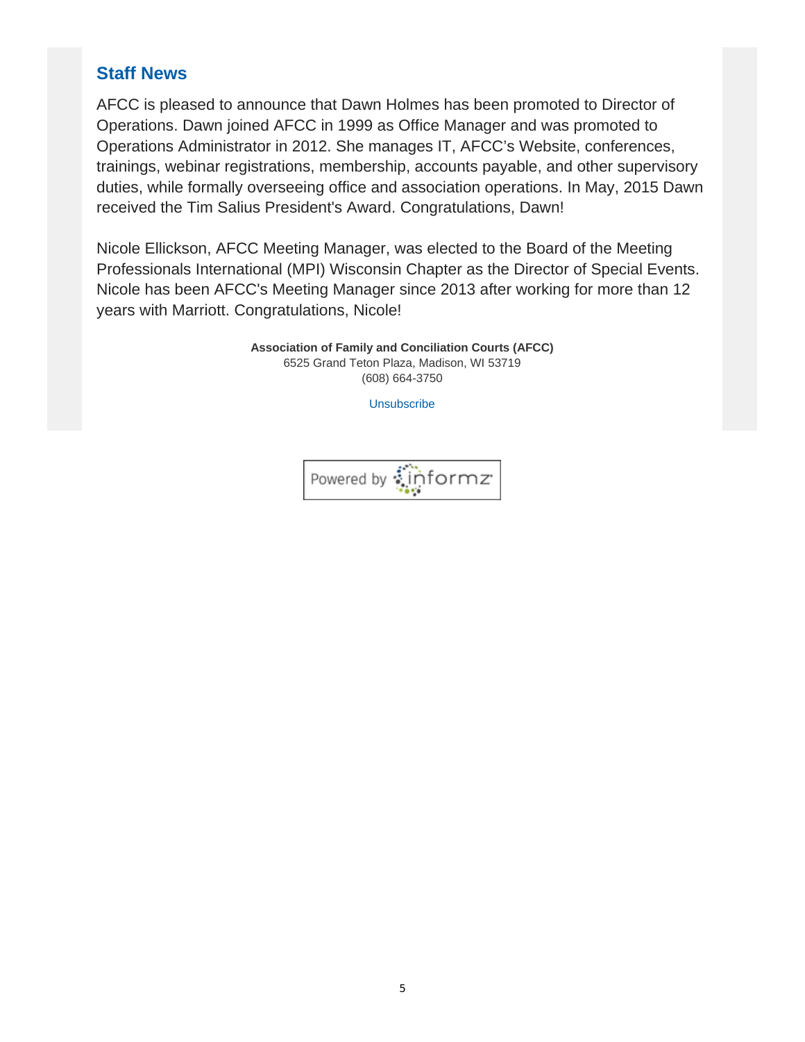## Staff News

AFCC is pleased to announce that Dawn Holmes has been promoted to Director of Operations. Dawn joined AFCC in 1999 as Office Manager and was promoted to Operations Administrator in 2012. She manages IT, AFCC's Website, conferences, trainings, webinar registrations, membership, accounts payable, and other supervisory duties, while formally overseeing office and association operations. In May, 2015 Dawn received the Tim Salius President's Award. Congratulations, Dawn!

Nicole Ellickson, AFCC Meeting Manager, was elected to the Board of the Meeting Professionals International (MPI) Wisconsin Chapter as the Director of Special Events. Nicole has been AFCC's Meeting Manager since 2013 after working for more than 12 years with Marriott. Congratulations, Nicole!

**Association of Family and Conciliation Courts (AFCC)**
6525 Grand Teton Plaza, Madison, WI 53719
(608) 664-3750

Unsubscribe

Powered by informz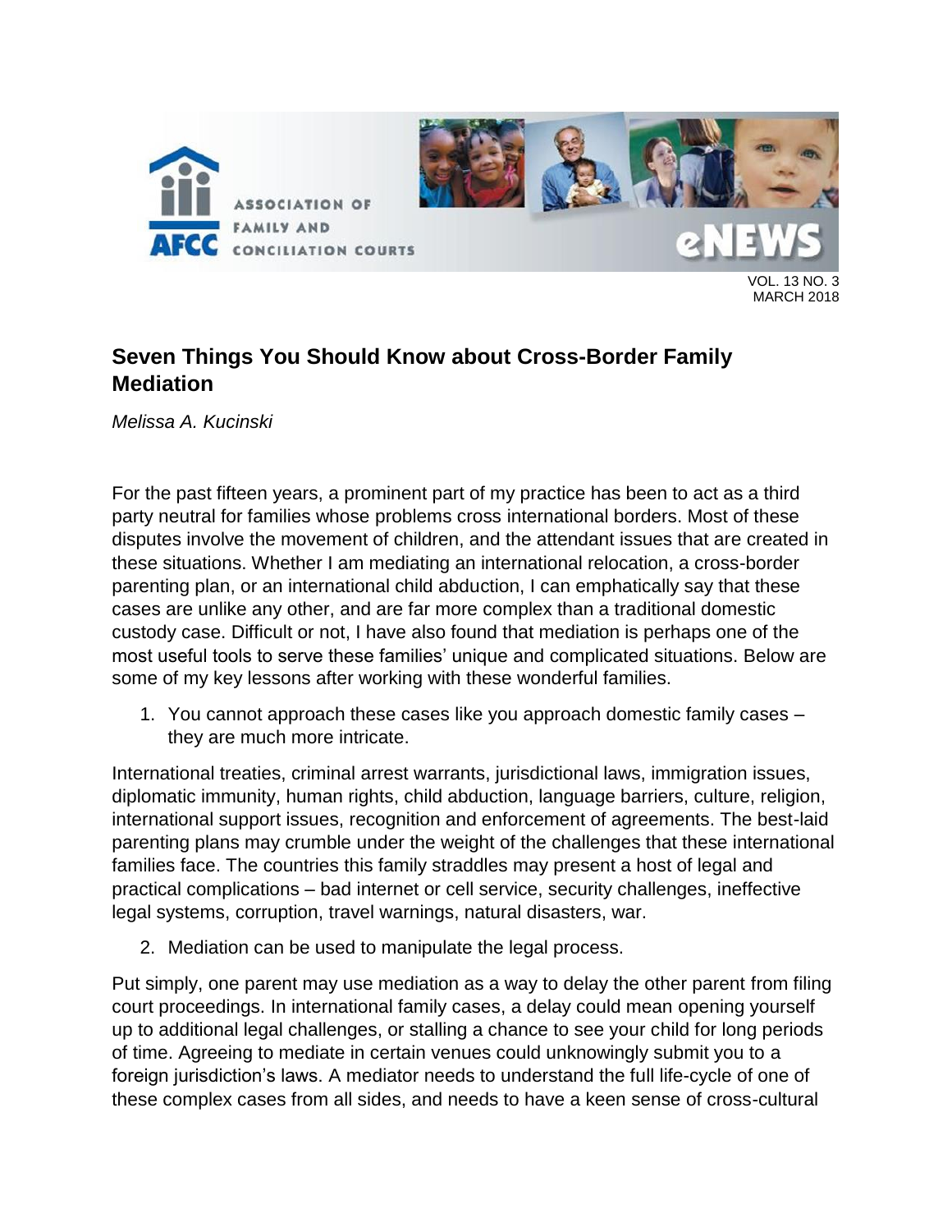## Seven Things You Should Know about Cross-Border Family Mediation

*Melissa A. Kucinski*

For the past fifteen years, a prominent part of my practice has been to act as a third party neutral for families whose problems cross international borders. Most of these disputes involve the movement of children, and the attendant issues that are created in these situations. Whether I am mediating an international relocation, a cross-border parenting plan, or an international child abduction, I can emphatically say that these cases are unlike any other, and are far more complex than a traditional domestic custody case. Difficult or not, I have also found that mediation is perhaps one of the most useful tools to serve these families' unique and complicated situations. Below are some of my key lessons after working with these wonderful families.

1. You cannot approach these cases like you approach domestic family cases – they are much more intricate.

International treaties, criminal arrest warrants, jurisdictional laws, immigration issues, diplomatic immunity, human rights, child abduction, language barriers, culture, religion, international support issues, recognition and enforcement of agreements. The best-laid parenting plans may crumble under the weight of the challenges that these international families face. The countries this family straddles may present a host of legal and practical complications – bad internet or cell service, security challenges, ineffective legal systems, corruption, travel warnings, natural disasters, war.

2. Mediation can be used to manipulate the legal process.

Put simply, one parent may use mediation as a way to delay the other parent from filing court proceedings. In international family cases, a delay could mean opening yourself up to additional legal challenges, or stalling a chance to see your child for long periods of time. Agreeing to mediate in certain venues could unknowingly submit you to a foreign jurisdiction's laws. A mediator needs to understand the full life-cycle of one of these complex cases from all sides, and needs to have a keen sense of cross-cultural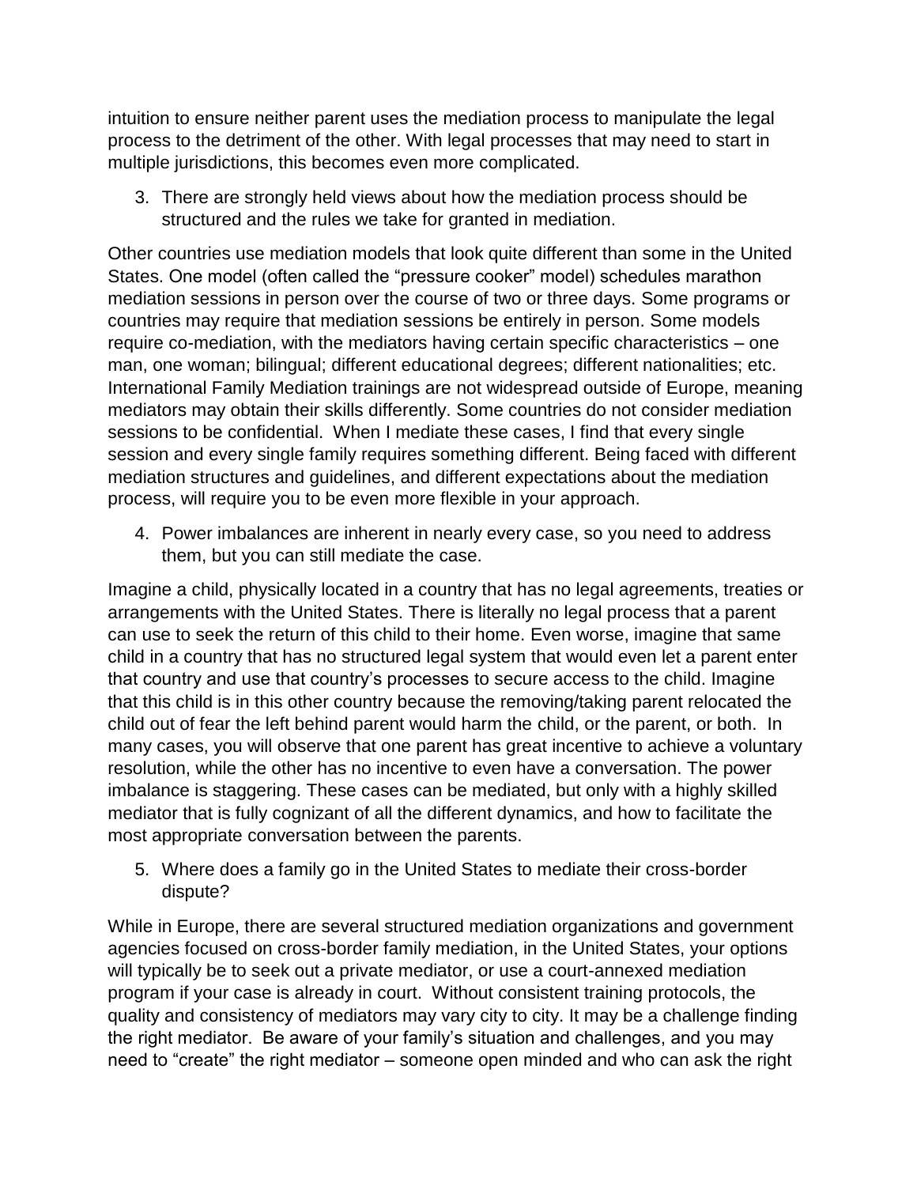intuition to ensure neither parent uses the mediation process to manipulate the legal process to the detriment of the other. With legal processes that may need to start in multiple jurisdictions, this becomes even more complicated.

3. There are strongly held views about how the mediation process should be structured and the rules we take for granted in mediation.

Other countries use mediation models that look quite different than some in the United States. One model (often called the "pressure cooker" model) schedules marathon mediation sessions in person over the course of two or three days. Some programs or countries may require that mediation sessions be entirely in person. Some models require co-mediation, with the mediators having certain specific characteristics – one man, one woman; bilingual; different educational degrees; different nationalities; etc. International Family Mediation trainings are not widespread outside of Europe, meaning mediators may obtain their skills differently. Some countries do not consider mediation sessions to be confidential. When I mediate these cases, I find that every single session and every single family requires something different. Being faced with different mediation structures and guidelines, and different expectations about the mediation process, will require you to be even more flexible in your approach.

4. Power imbalances are inherent in nearly every case, so you need to address them, but you can still mediate the case.

Imagine a child, physically located in a country that has no legal agreements, treaties or arrangements with the United States. There is literally no legal process that a parent can use to seek the return of this child to their home. Even worse, imagine that same child in a country that has no structured legal system that would even let a parent enter that country and use that country's processes to secure access to the child. Imagine that this child is in this other country because the removing/taking parent relocated the child out of fear the left behind parent would harm the child, or the parent, or both. In many cases, you will observe that one parent has great incentive to achieve a voluntary resolution, while the other has no incentive to even have a conversation. The power imbalance is staggering. These cases can be mediated, but only with a highly skilled mediator that is fully cognizant of all the different dynamics, and how to facilitate the most appropriate conversation between the parents.

5. Where does a family go in the United States to mediate their cross-border dispute?

While in Europe, there are several structured mediation organizations and government agencies focused on cross-border family mediation, in the United States, your options will typically be to seek out a private mediator, or use a court-annexed mediation program if your case is already in court. Without consistent training protocols, the quality and consistency of mediators may vary city to city. It may be a challenge finding the right mediator. Be aware of your family's situation and challenges, and you may need to "create" the right mediator – someone open minded and who can ask the right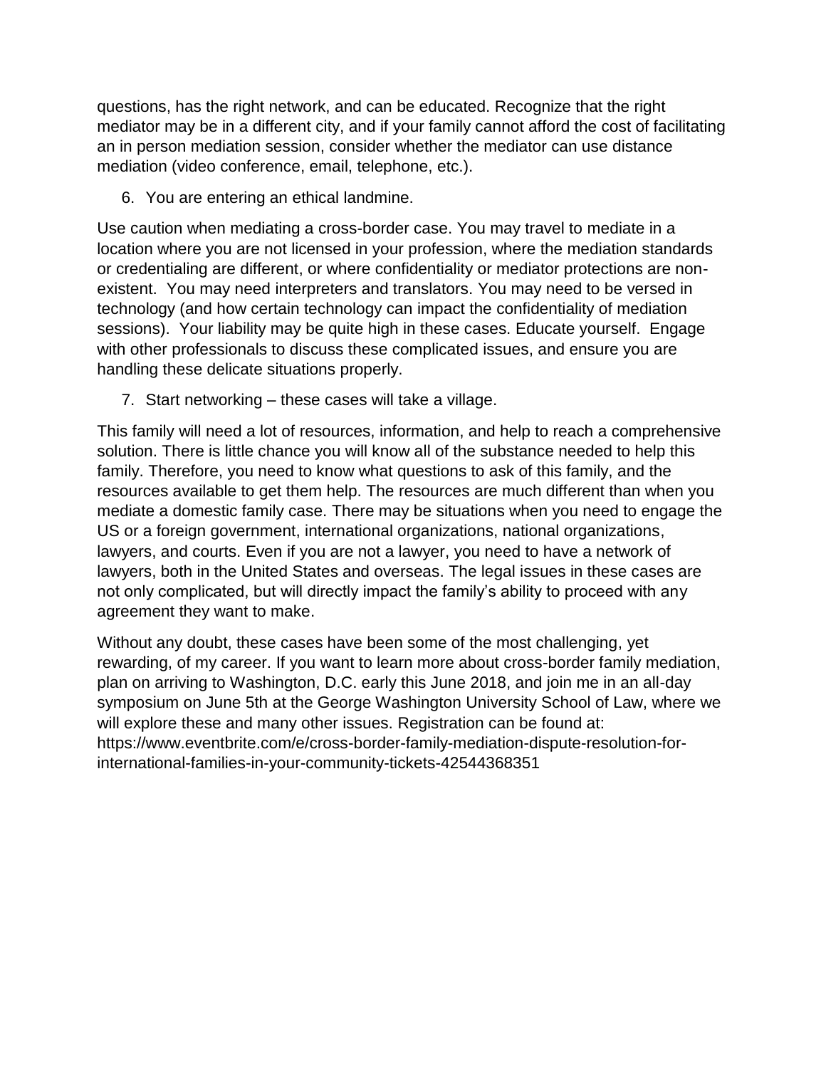questions, has the right network, and can be educated. Recognize that the right mediator may be in a different city, and if your family cannot afford the cost of facilitating an in person mediation session, consider whether the mediator can use distance mediation (video conference, email, telephone, etc.).

6. You are entering an ethical landmine.

Use caution when mediating a cross-border case. You may travel to mediate in a location where you are not licensed in your profession, where the mediation standards or credentialing are different, or where confidentiality or mediator protections are non-existent. You may need interpreters and translators. You may need to be versed in technology (and how certain technology can impact the confidentiality of mediation sessions). Your liability may be quite high in these cases. Educate yourself. Engage with other professionals to discuss these complicated issues, and ensure you are handling these delicate situations properly.

7. Start networking – these cases will take a village.

This family will need a lot of resources, information, and help to reach a comprehensive solution. There is little chance you will know all of the substance needed to help this family. Therefore, you need to know what questions to ask of this family, and the resources available to get them help. The resources are much different than when you mediate a domestic family case. There may be situations when you need to engage the US or a foreign government, international organizations, national organizations, lawyers, and courts. Even if you are not a lawyer, you need to have a network of lawyers, both in the United States and overseas. The legal issues in these cases are not only complicated, but will directly impact the family's ability to proceed with any agreement they want to make.

Without any doubt, these cases have been some of the most challenging, yet rewarding, of my career. If you want to learn more about cross-border family mediation, plan on arriving to Washington, D.C. early this June 2018, and join me in an all-day symposium on June 5th at the George Washington University School of Law, where we will explore these and many other issues. Registration can be found at: https://www.eventbrite.com/e/cross-border-family-mediation-dispute-resolution-for-international-families-in-your-community-tickets-42544368351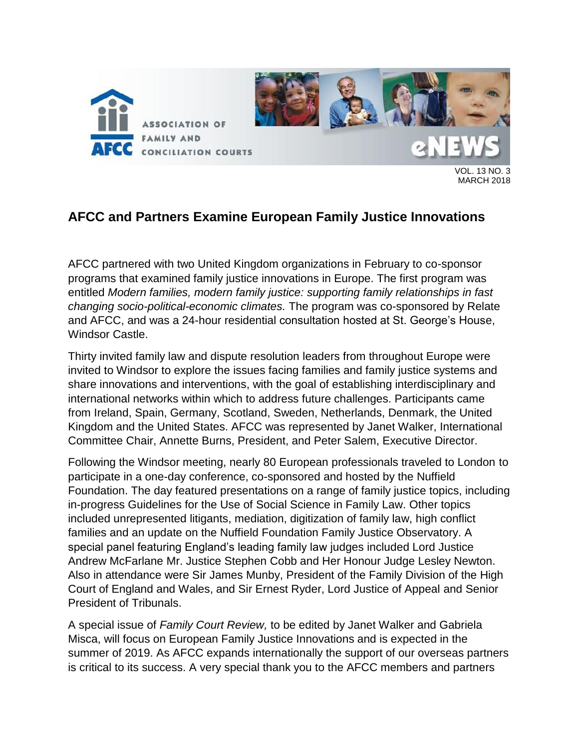## AFCC and Partners Examine European Family Justice Innovations

AFCC partnered with two United Kingdom organizations in February to co-sponsor programs that examined family justice innovations in Europe. The first program was entitled *Modern families, modern family justice: supporting family relationships in fast changing socio-political-economic climates.* The program was co-sponsored by Relate and AFCC, and was a 24-hour residential consultation hosted at St. George's House, Windsor Castle.

Thirty invited family law and dispute resolution leaders from throughout Europe were invited to Windsor to explore the issues facing families and family justice systems and share innovations and interventions, with the goal of establishing interdisciplinary and international networks within which to address future challenges. Participants came from Ireland, Spain, Germany, Scotland, Sweden, Netherlands, Denmark, the United Kingdom and the United States. AFCC was represented by Janet Walker, International Committee Chair, Annette Burns, President, and Peter Salem, Executive Director.

Following the Windsor meeting, nearly 80 European professionals traveled to London to participate in a one-day conference, co-sponsored and hosted by the Nuffield Foundation. The day featured presentations on a range of family justice topics, including in-progress Guidelines for the Use of Social Science in Family Law. Other topics included unrepresented litigants, mediation, digitization of family law, high conflict families and an update on the Nuffield Foundation Family Justice Observatory. A special panel featuring England's leading family law judges included Lord Justice Andrew McFarlane Mr. Justice Stephen Cobb and Her Honour Judge Lesley Newton. Also in attendance were Sir James Munby, President of the Family Division of the High Court of England and Wales, and Sir Ernest Ryder, Lord Justice of Appeal and Senior President of Tribunals.

A special issue of *Family Court Review,* to be edited by Janet Walker and Gabriela Misca, will focus on European Family Justice Innovations and is expected in the summer of 2019. As AFCC expands internationally the support of our overseas partners is critical to its success. A very special thank you to the AFCC members and partners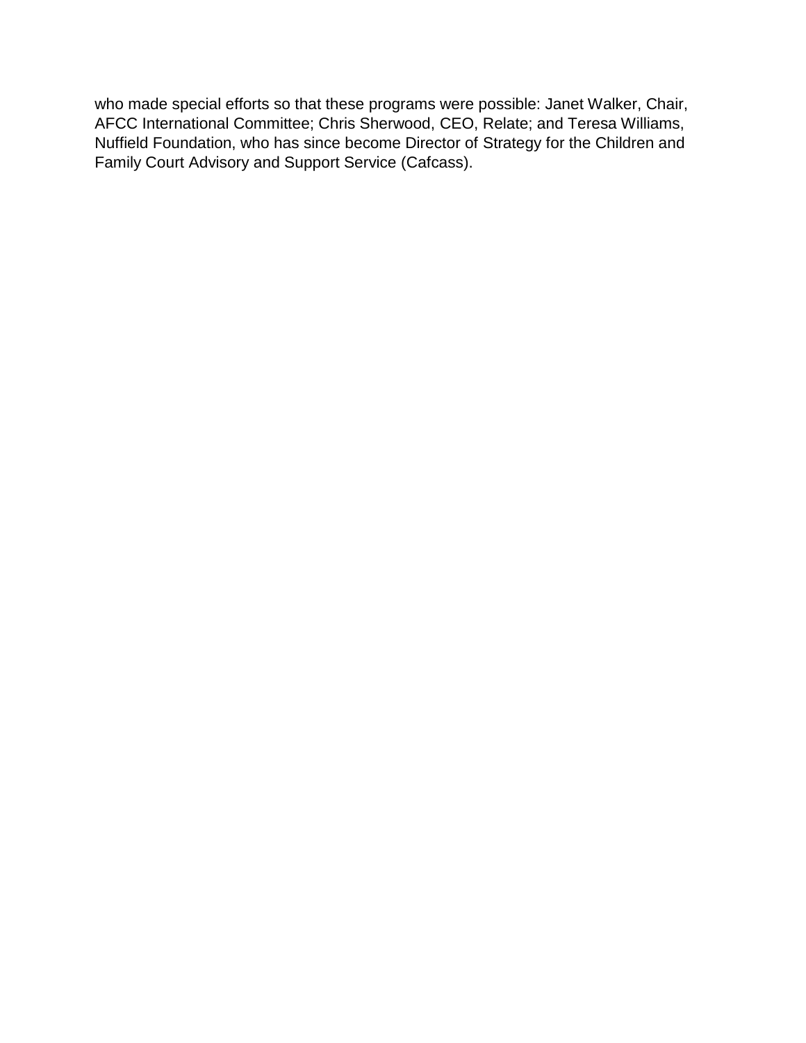who made special efforts so that these programs were possible: Janet Walker, Chair, AFCC International Committee; Chris Sherwood, CEO, Relate; and Teresa Williams, Nuffield Foundation, who has since become Director of Strategy for the Children and Family Court Advisory and Support Service (Cafcass).